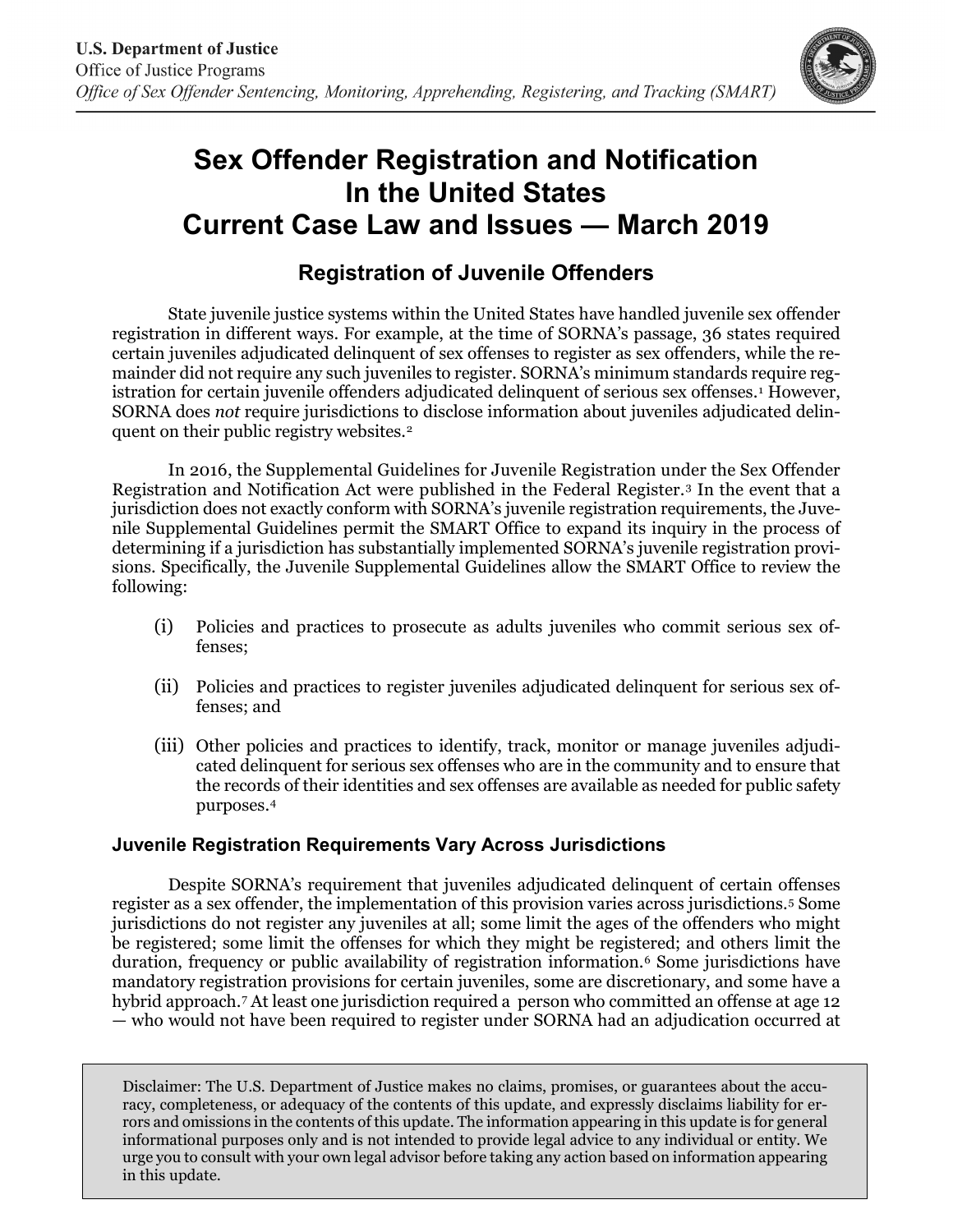U.S. Department of Justice
Office of Justice Programs
*Office of Sex Offender Sentencing, Monitoring, Apprehending, Registering, and Tracking (SMART)*

# Sex Offender Registration and Notification In the United States Current Case Law and Issues — March 2019

## Registration of Juvenile Offenders

State juvenile justice systems within the United States have handled juvenile sex offender registration in different ways. For example, at the time of SORNA's passage, 36 states required certain juveniles adjudicated delinquent of sex offenses to register as sex offenders, while the remainder did not require any such juveniles to register. SORNA's minimum standards require registration for certain juvenile offenders adjudicated delinquent of serious sex offenses.[1] However, SORNA does *not* require jurisdictions to disclose information about juveniles adjudicated delinquent on their public registry websites.[2]

In 2016, the Supplemental Guidelines for Juvenile Registration under the Sex Offender Registration and Notification Act were published in the Federal Register.[3] In the event that a jurisdiction does not exactly conform with SORNA's juvenile registration requirements, the Juvenile Supplemental Guidelines permit the SMART Office to expand its inquiry in the process of determining if a jurisdiction has substantially implemented SORNA's juvenile registration provisions. Specifically, the Juvenile Supplemental Guidelines allow the SMART Office to review the following:

(i) Policies and practices to prosecute as adults juveniles who commit serious sex offenses;

(ii) Policies and practices to register juveniles adjudicated delinquent for serious sex offenses; and

(iii) Other policies and practices to identify, track, monitor or manage juveniles adjudicated delinquent for serious sex offenses who are in the community and to ensure that the records of their identities and sex offenses are available as needed for public safety purposes.[4]

### Juvenile Registration Requirements Vary Across Jurisdictions

Despite SORNA's requirement that juveniles adjudicated delinquent of certain offenses register as a sex offender, the implementation of this provision varies across jurisdictions.[5] Some jurisdictions do not register any juveniles at all; some limit the ages of the offenders who might be registered; some limit the offenses for which they might be registered; and others limit the duration, frequency or public availability of registration information.[6] Some jurisdictions have mandatory registration provisions for certain juveniles, some are discretionary, and some have a hybrid approach.[7] At least one jurisdiction required a person who committed an offense at age 12 — who would not have been required to register under SORNA had an adjudication occurred at

Disclaimer: The U.S. Department of Justice makes no claims, promises, or guarantees about the accuracy, completeness, or adequacy of the contents of this update, and expressly disclaims liability for errors and omissions in the contents of this update. The information appearing in this update is for general informational purposes only and is not intended to provide legal advice to any individual or entity. We urge you to consult with your own legal advisor before taking any action based on information appearing in this update.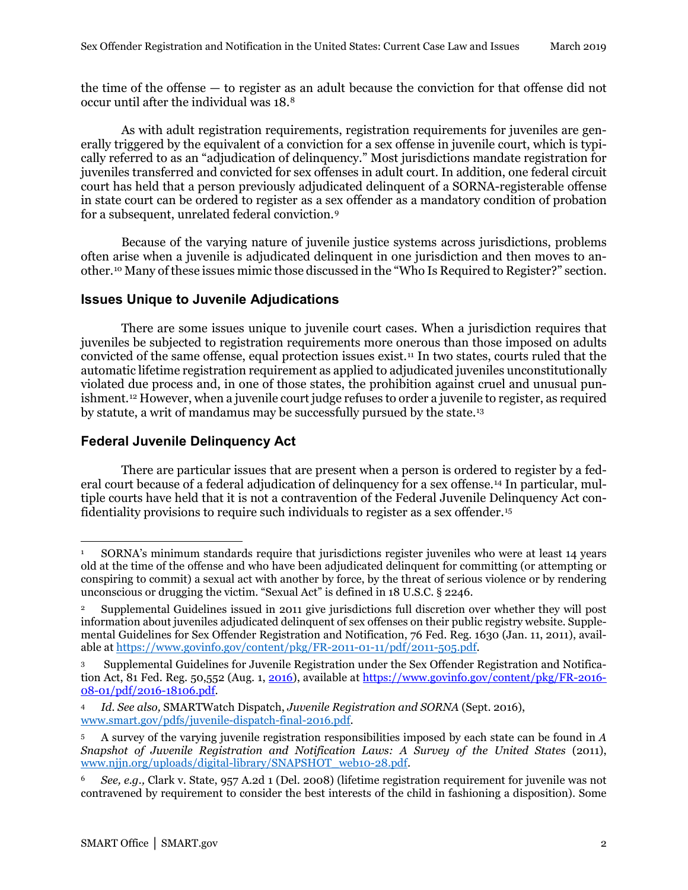the time of the offense — to register as an adult because the conviction for that offense did not occur until after the individual was 18.[8]

As with adult registration requirements, registration requirements for juveniles are generally triggered by the equivalent of a conviction for a sex offense in juvenile court, which is typically referred to as an "adjudication of delinquency." Most jurisdictions mandate registration for juveniles transferred and convicted for sex offenses in adult court. In addition, one federal circuit court has held that a person previously adjudicated delinquent of a SORNA-registerable offense in state court can be ordered to register as a sex offender as a mandatory condition of probation for a subsequent, unrelated federal conviction.[9]

Because of the varying nature of juvenile justice systems across jurisdictions, problems often arise when a juvenile is adjudicated delinquent in one jurisdiction and then moves to another.[10] Many of these issues mimic those discussed in the "Who Is Required to Register?" section.

## Issues Unique to Juvenile Adjudications

There are some issues unique to juvenile court cases. When a jurisdiction requires that juveniles be subjected to registration requirements more onerous than those imposed on adults convicted of the same offense, equal protection issues exist.[11] In two states, courts ruled that the automatic lifetime registration requirement as applied to adjudicated juveniles unconstitutionally violated due process and, in one of those states, the prohibition against cruel and unusual punishment.[12] However, when a juvenile court judge refuses to order a juvenile to register, as required by statute, a writ of mandamus may be successfully pursued by the state.[13]

## Federal Juvenile Delinquency Act

There are particular issues that are present when a person is ordered to register by a federal court because of a federal adjudication of delinquency for a sex offense.[14] In particular, multiple courts have held that it is not a contravention of the Federal Juvenile Delinquency Act confidentiality provisions to require such individuals to register as a sex offender.[15]

---

[1] SORNA's minimum standards require that jurisdictions register juveniles who were at least 14 years old at the time of the offense and who have been adjudicated delinquent for committing (or attempting or conspiring to commit) a sexual act with another by force, by the threat of serious violence or by rendering unconscious or drugging the victim. "Sexual Act" is defined in 18 U.S.C. § 2246.

[2] Supplemental Guidelines issued in 2011 give jurisdictions full discretion over whether they will post information about juveniles adjudicated delinquent of sex offenses on their public registry website. Supplemental Guidelines for Sex Offender Registration and Notification, 76 Fed. Reg. 1630 (Jan. 11, 2011), available at https://www.govinfo.gov/content/pkg/FR-2011-01-11/pdf/2011-505.pdf.

[3] Supplemental Guidelines for Juvenile Registration under the Sex Offender Registration and Notification Act, 81 Fed. Reg. 50,552 (Aug. 1, 2016), available at https://www.govinfo.gov/content/pkg/FR-2016-08-01/pdf/2016-18106.pdf.

[4] *Id. See also,* SMARTWatch Dispatch, *Juvenile Registration and SORNA* (Sept. 2016), www.smart.gov/pdfs/juvenile-dispatch-final-2016.pdf.

[5] A survey of the varying juvenile registration responsibilities imposed by each state can be found in *A Snapshot of Juvenile Registration and Notification Laws: A Survey of the United States* (2011), www.njjn.org/uploads/digital-library/SNAPSHOT_web10-28.pdf.

[6] *See, e.g.,* Clark v. State, 957 A.2d 1 (Del. 2008) (lifetime registration requirement for juvenile was not contravened by requirement to consider the best interests of the child in fashioning a disposition). Some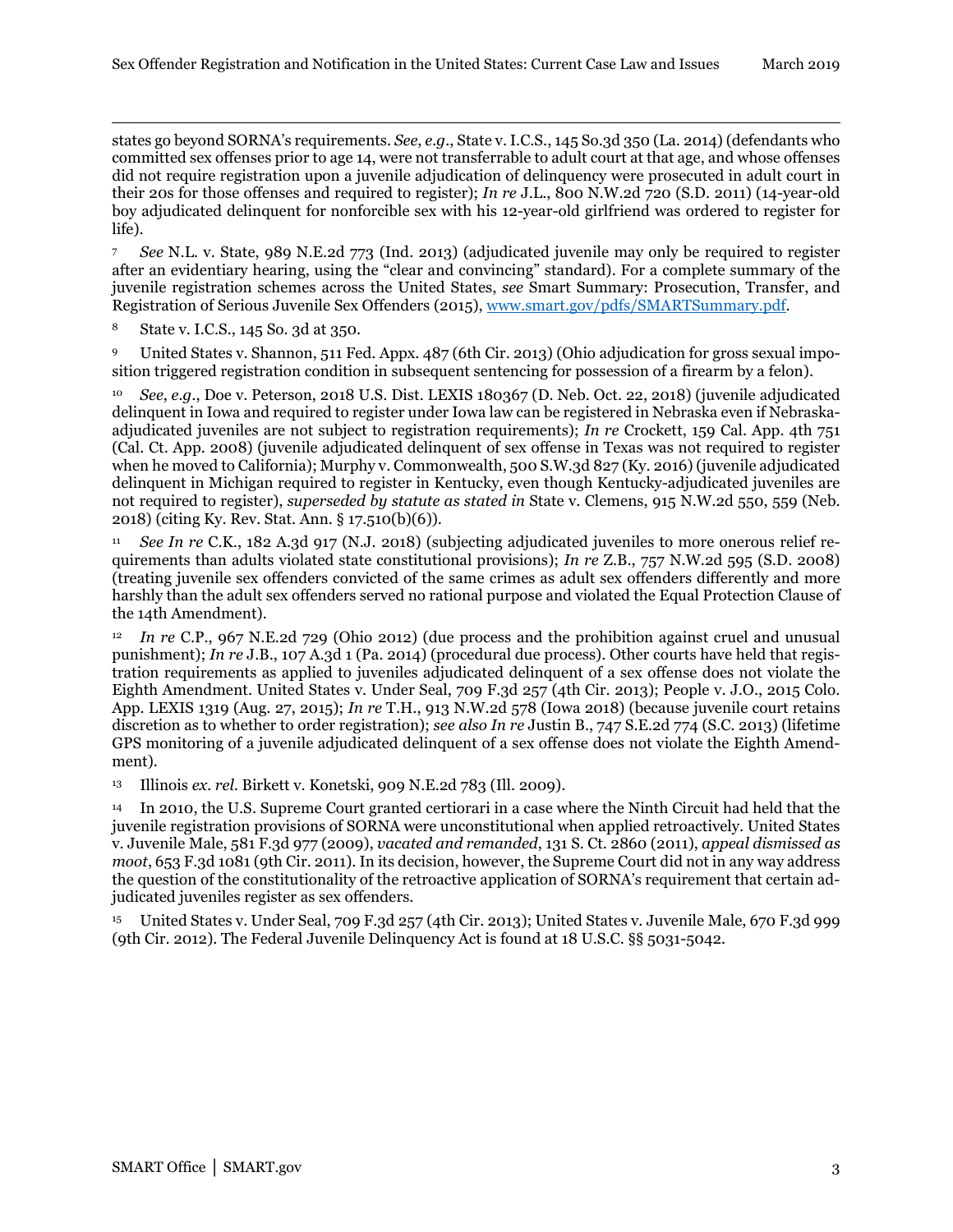states go beyond SORNA's requirements. *See*, *e.g*., State v. I.C.S., 145 So.3d 350 (La. 2014) (defendants who committed sex offenses prior to age 14, were not transferrable to adult court at that age, and whose offenses did not require registration upon a juvenile adjudication of delinquency were prosecuted in adult court in their 20s for those offenses and required to register); *In re* J.L., 800 N.W.2d 720 (S.D. 2011) (14-year-old boy adjudicated delinquent for nonforcible sex with his 12-year-old girlfriend was ordered to register for life).

[7] *See* N.L. v. State, 989 N.E.2d 773 (Ind. 2013) (adjudicated juvenile may only be required to register after an evidentiary hearing, using the "clear and convincing" standard). For a complete summary of the juvenile registration schemes across the United States, *see* Smart Summary: Prosecution, Transfer, and Registration of Serious Juvenile Sex Offenders (2015), www.smart.gov/pdfs/SMARTSummary.pdf.

[8] State v. I.C.S., 145 So. 3d at 350.

[9] United States v. Shannon, 511 Fed. Appx. 487 (6th Cir. 2013) (Ohio adjudication for gross sexual imposition triggered registration condition in subsequent sentencing for possession of a firearm by a felon).

[10] *See*, *e.g*., Doe v. Peterson, 2018 U.S. Dist. LEXIS 180367 (D. Neb. Oct. 22, 2018) (juvenile adjudicated delinquent in Iowa and required to register under Iowa law can be registered in Nebraska even if Nebraska-adjudicated juveniles are not subject to registration requirements); *In re* Crockett, 159 Cal. App. 4th 751 (Cal. Ct. App. 2008) (juvenile adjudicated delinquent of sex offense in Texas was not required to register when he moved to California); Murphy v. Commonwealth, 500 S.W.3d 827 (Ky. 2016) (juvenile adjudicated delinquent in Michigan required to register in Kentucky, even though Kentucky-adjudicated juveniles are not required to register), *superseded by statute as stated in* State v. Clemens, 915 N.W.2d 550, 559 (Neb. 2018) (citing Ky. Rev. Stat. Ann. § 17.510(b)(6)).

[11] *See In re* C.K., 182 A.3d 917 (N.J. 2018) (subjecting adjudicated juveniles to more onerous relief requirements than adults violated state constitutional provisions); *In re* Z.B., 757 N.W.2d 595 (S.D. 2008) (treating juvenile sex offenders convicted of the same crimes as adult sex offenders differently and more harshly than the adult sex offenders served no rational purpose and violated the Equal Protection Clause of the 14th Amendment).

[12] *In re* C.P., 967 N.E.2d 729 (Ohio 2012) (due process and the prohibition against cruel and unusual punishment); *In re* J.B., 107 A.3d 1 (Pa. 2014) (procedural due process). Other courts have held that registration requirements as applied to juveniles adjudicated delinquent of a sex offense does not violate the Eighth Amendment. United States v. Under Seal, 709 F.3d 257 (4th Cir. 2013); People v. J.O., 2015 Colo. App. LEXIS 1319 (Aug. 27, 2015); *In re* T.H., 913 N.W.2d 578 (Iowa 2018) (because juvenile court retains discretion as to whether to order registration); *see also In re* Justin B., 747 S.E.2d 774 (S.C. 2013) (lifetime GPS monitoring of a juvenile adjudicated delinquent of a sex offense does not violate the Eighth Amendment).

[13] Illinois *ex. rel.* Birkett v. Konetski, 909 N.E.2d 783 (Ill. 2009).

[14] In 2010, the U.S. Supreme Court granted certiorari in a case where the Ninth Circuit had held that the juvenile registration provisions of SORNA were unconstitutional when applied retroactively. United States v. Juvenile Male, 581 F.3d 977 (2009), *vacated and remanded*, 131 S. Ct. 2860 (2011), *appeal dismissed as moot*, 653 F.3d 1081 (9th Cir. 2011). In its decision, however, the Supreme Court did not in any way address the question of the constitutionality of the retroactive application of SORNA's requirement that certain adjudicated juveniles register as sex offenders.

[15] United States v. Under Seal, 709 F.3d 257 (4th Cir. 2013); United States v. Juvenile Male, 670 F.3d 999 (9th Cir. 2012). The Federal Juvenile Delinquency Act is found at 18 U.S.C. §§ 5031-5042.